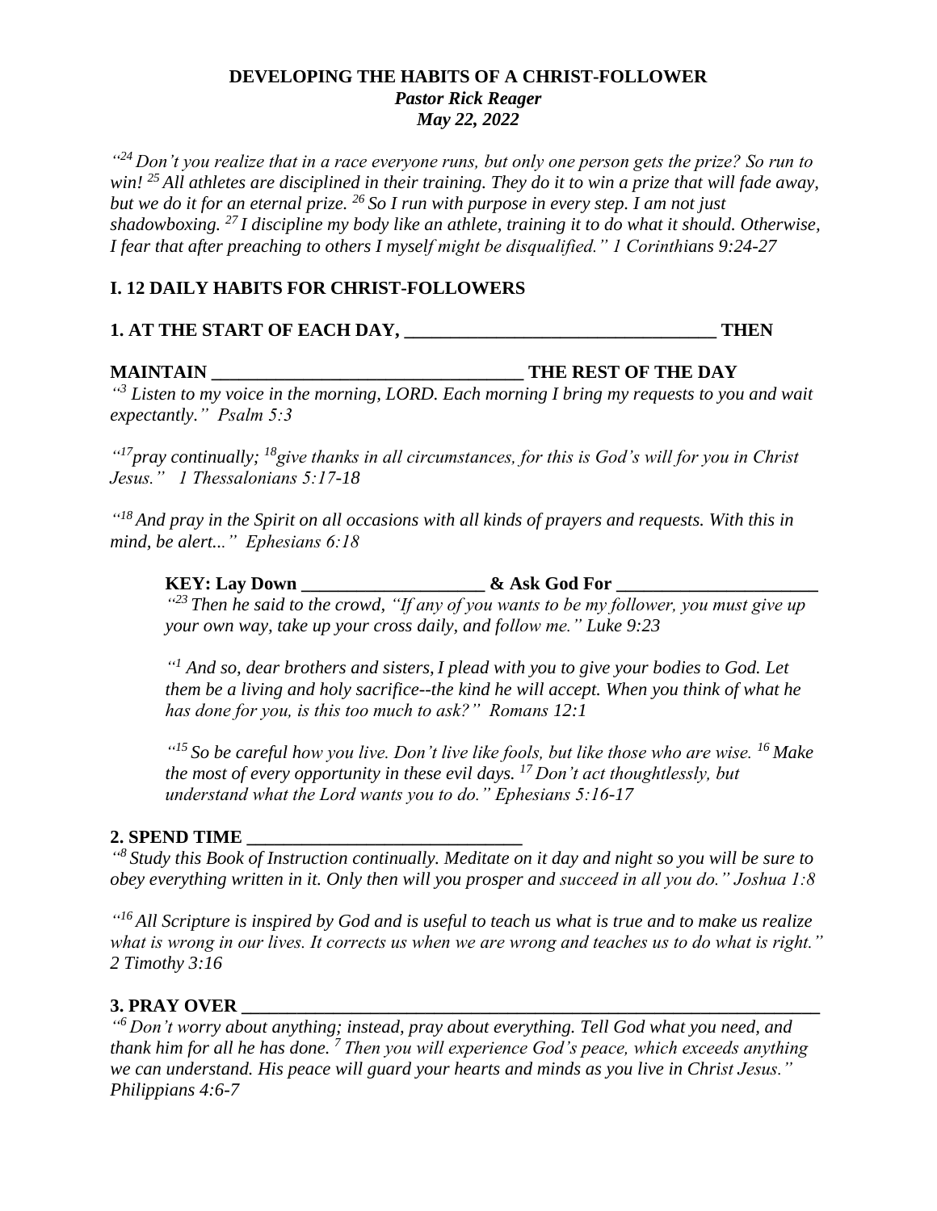**DEVELOPING THE HABITS OF A CHRIST-FOLLOWER**
***Pastor Rick Reager***
***May 22, 2022***

*"[24] Don't you realize that in a race everyone runs, but only one person gets the prize? So run to win! [25] All athletes are disciplined in their training. They do it to win a prize that will fade away, but we do it for an eternal prize. [26] So I run with purpose in every step. I am not just shadowboxing. [27] I discipline my body like an athlete, training it to do what it should. Otherwise, I fear that after preaching to others I myself might be disqualified." 1 Corinthians 9:24-27*

## I. 12 DAILY HABITS FOR CHRIST-FOLLOWERS

**1. AT THE START OF EACH DAY, _________________________________ THEN**

**MAINTAIN _________________________________ THE REST OF THE DAY**

*"[3] Listen to my voice in the morning, LORD. Each morning I bring my requests to you and wait expectantly." Psalm 5:3*

*"[17]pray continually; [18]give thanks in all circumstances, for this is God's will for you in Christ Jesus." 1 Thessalonians 5:17-18*

*"[18] And pray in the Spirit on all occasions with all kinds of prayers and requests. With this in mind, be alert..." Ephesians 6:18*

> **KEY: Lay Down ____________________ & Ask God For ______________________**
>
> *"[23] Then he said to the crowd, "If any of you wants to be my follower, you must give up your own way, take up your cross daily, and follow me." Luke 9:23*
>
> *"[1] And so, dear brothers and sisters, I plead with you to give your bodies to God. Let them be a living and holy sacrifice--the kind he will accept. When you think of what he has done for you, is this too much to ask?" Romans 12:1*
>
> *"[15] So be careful how you live. Don't live like fools, but like those who are wise. [16] Make the most of every opportunity in these evil days. [17] Don't act thoughtlessly, but understand what the Lord wants you to do." Ephesians 5:16-17*

**2. SPEND TIME ______________________________**

*"[8] Study this Book of Instruction continually. Meditate on it day and night so you will be sure to obey everything written in it. Only then will you prosper and succeed in all you do." Joshua 1:8*

*"[16] All Scripture is inspired by God and is useful to teach us what is true and to make us realize what is wrong in our lives. It corrects us when we are wrong and teaches us to do what is right." 2 Timothy 3:16*

**3. PRAY OVER _________________________________________________________________**

*"[6] Don't worry about anything; instead, pray about everything. Tell God what you need, and thank him for all he has done. [7] Then you will experience God's peace, which exceeds anything we can understand. His peace will guard your hearts and minds as you live in Christ Jesus." Philippians 4:6-7*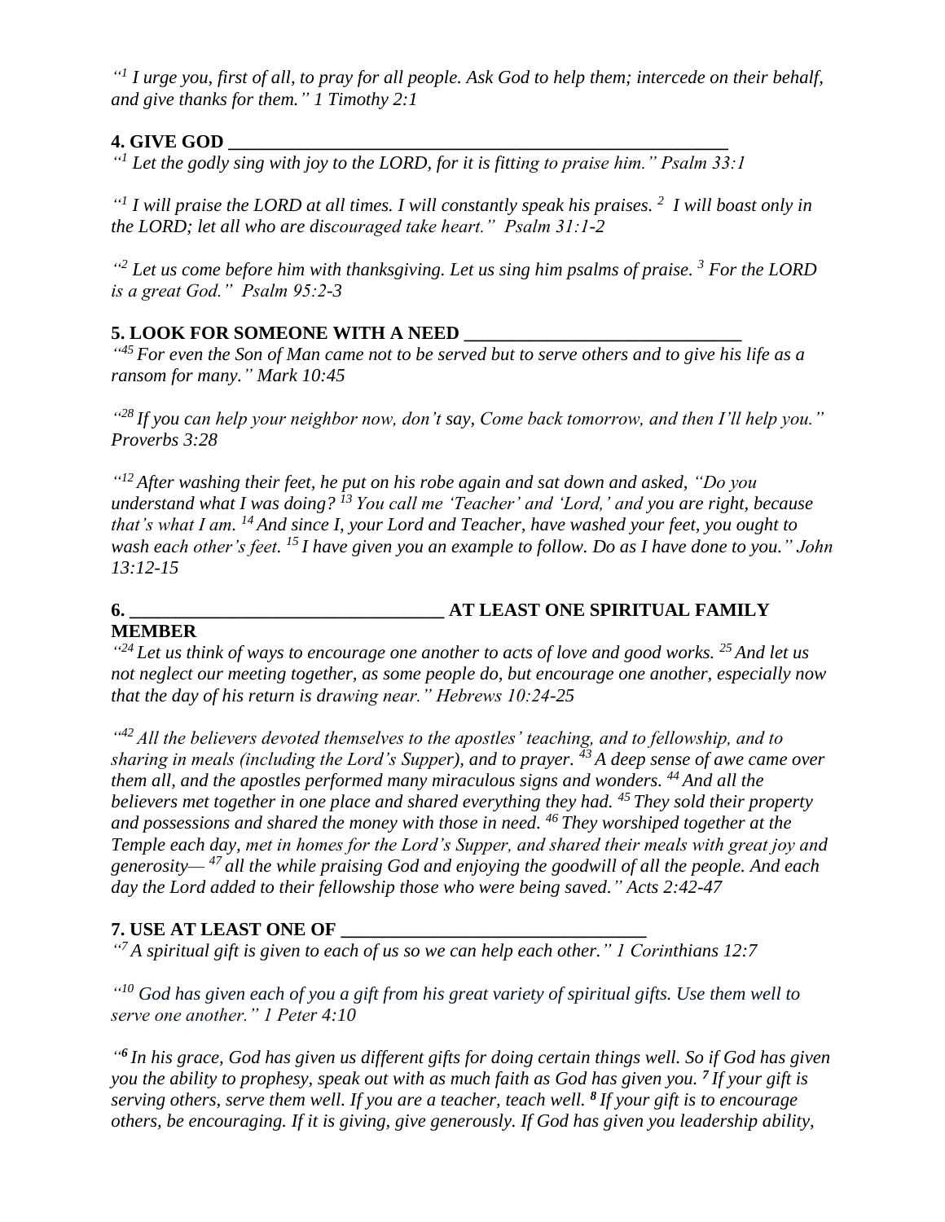*"[1] I urge you, first of all, to pray for all people. Ask God to help them; intercede on their behalf, and give thanks for them." 1 Timothy 2:1*

**4. GIVE GOD \_\_\_\_\_\_\_\_\_\_\_\_\_\_\_\_\_\_\_\_\_\_\_\_\_\_\_\_\_\_\_\_\_\_\_\_\_\_\_\_\_\_\_\_\_\_\_\_\_\_\_\_\_\_**

*"[1] Let the godly sing with joy to the LORD, for it is fitting to praise him." Psalm 33:1*

*"[1] I will praise the LORD at all times. I will constantly speak his praises. [2] I will boast only in the LORD; let all who are discouraged take heart." Psalm 31:1-2*

*"[2] Let us come before him with thanksgiving. Let us sing him psalms of praise. [3] For the LORD is a great God." Psalm 95:2-3*

**5. LOOK FOR SOMEONE WITH A NEED \_\_\_\_\_\_\_\_\_\_\_\_\_\_\_\_\_\_\_\_\_\_\_\_\_\_\_\_\_\_**

*"[45] For even the Son of Man came not to be served but to serve others and to give his life as a ransom for many." Mark 10:45*

*"[28] If you can help your neighbor now, don't say, Come back tomorrow, and then I'll help you." Proverbs 3:28*

*"[12] After washing their feet, he put on his robe again and sat down and asked, "Do you understand what I was doing? [13] You call me 'Teacher' and 'Lord,' and you are right, because that's what I am. [14] And since I, your Lord and Teacher, have washed your feet, you ought to wash each other's feet. [15] I have given you an example to follow. Do as I have done to you." John 13:12-15*

**6. \_\_\_\_\_\_\_\_\_\_\_\_\_\_\_\_\_\_\_\_\_\_\_\_\_\_\_\_\_\_\_\_\_\_\_ AT LEAST ONE SPIRITUAL FAMILY MEMBER**

*"[24] Let us think of ways to encourage one another to acts of love and good works. [25] And let us not neglect our meeting together, as some people do, but encourage one another, especially now that the day of his return is drawing near." Hebrews 10:24-25*

*"[42] All the believers devoted themselves to the apostles' teaching, and to fellowship, and to sharing in meals (including the Lord's Supper), and to prayer. [43] A deep sense of awe came over them all, and the apostles performed many miraculous signs and wonders. [44] And all the believers met together in one place and shared everything they had. [45] They sold their property and possessions and shared the money with those in need. [46] They worshiped together at the Temple each day, met in homes for the Lord's Supper, and shared their meals with great joy and generosity— [47] all the while praising God and enjoying the goodwill of all the people. And each day the Lord added to their fellowship those who were being saved." Acts 2:42-47*

**7. USE AT LEAST ONE OF \_\_\_\_\_\_\_\_\_\_\_\_\_\_\_\_\_\_\_\_\_\_\_\_\_\_\_\_\_\_\_\_\_\_**

*"[7] A spiritual gift is given to each of us so we can help each other." 1 Corinthians 12:7*

*"[10] God has given each of you a gift from his great variety of spiritual gifts. Use them well to serve one another." 1 Peter 4:10*

*"[6] In his grace, God has given us different gifts for doing certain things well. So if God has given you the ability to prophesy, speak out with as much faith as God has given you. [7] If your gift is serving others, serve them well. If you are a teacher, teach well. [8] If your gift is to encourage others, be encouraging. If it is giving, give generously. If God has given you leadership ability,*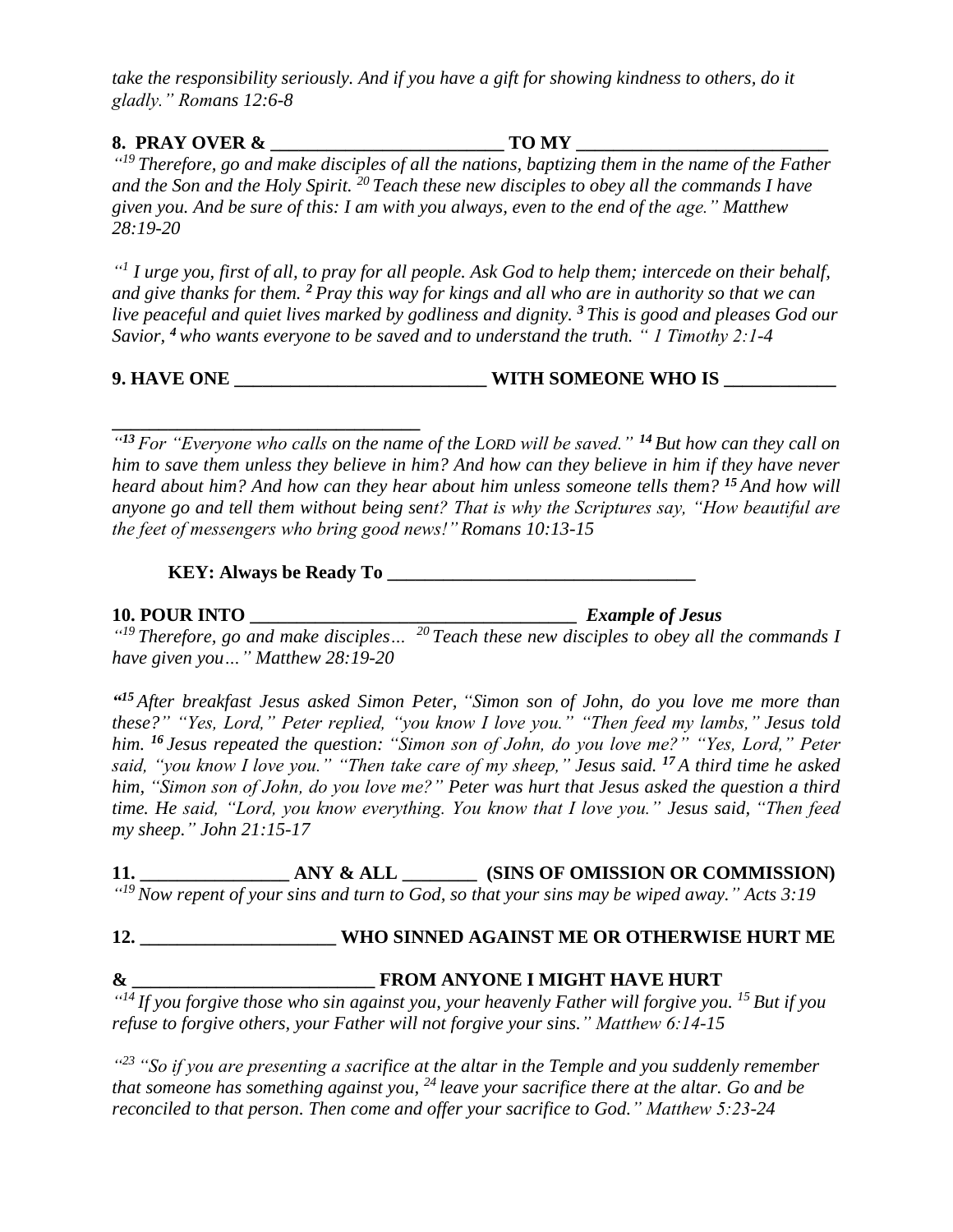*take the responsibility seriously. And if you have a gift for showing kindness to others, do it gladly." Romans 12:6-8*

**8. PRAY OVER & _________________________ TO MY ___________________________**

*"[19] Therefore, go and make disciples of all the nations, baptizing them in the name of the Father and the Son and the Holy Spirit. [20] Teach these new disciples to obey all the commands I have given you. And be sure of this: I am with you always, even to the end of the age." Matthew 28:19-20*

*"[1] I urge you, first of all, to pray for all people. Ask God to help them; intercede on their behalf, and give thanks for them. [2] Pray this way for kings and all who are in authority so that we can live peaceful and quiet lives marked by godliness and dignity. [3] This is good and pleases God our Savior, [4] who wants everyone to be saved and to understand the truth. " 1 Timothy 2:1-4*

**9. HAVE ONE ___________________________ WITH SOMEONE WHO IS ____________**

**_________________________________**

*"[13] For "Everyone who calls on the name of the LORD will be saved." [14] But how can they call on him to save them unless they believe in him? And how can they believe in him if they have never heard about him? And how can they hear about him unless someone tells them? [15] And how will anyone go and tell them without being sent? That is why the Scriptures say, "How beautiful are the feet of messengers who bring good news!" Romans 10:13-15*

**KEY: Always be Ready To _________________________________**

**10. POUR INTO ____________________________________** ***Example of Jesus***

*"[19] Therefore, go and make disciples… [20] Teach these new disciples to obey all the commands I have given you…" Matthew 28:19-20*

*"[15] After breakfast Jesus asked Simon Peter, "Simon son of John, do you love me more than these?" "Yes, Lord," Peter replied, "you know I love you." "Then feed my lambs," Jesus told him. [16] Jesus repeated the question: "Simon son of John, do you love me?" "Yes, Lord," Peter said, "you know I love you." "Then take care of my sheep," Jesus said. [17] A third time he asked him, "Simon son of John, do you love me?" Peter was hurt that Jesus asked the question a third time. He said, "Lord, you know everything. You know that I love you." Jesus said, "Then feed my sheep." John 21:15-17*

**11. ________________ ANY & ALL ________ (SINS OF OMISSION OR COMMISSION)**

*"[19] Now repent of your sins and turn to God, so that your sins may be wiped away." Acts 3:19*

**12. _____________________ WHO SINNED AGAINST ME OR OTHERWISE HURT ME**

**& __________________________ FROM ANYONE I MIGHT HAVE HURT**

*"[14] If you forgive those who sin against you, your heavenly Father will forgive you. [15] But if you refuse to forgive others, your Father will not forgive your sins." Matthew 6:14-15*

*"[23] "So if you are presenting a sacrifice at the altar in the Temple and you suddenly remember that someone has something against you, [24] leave your sacrifice there at the altar. Go and be reconciled to that person. Then come and offer your sacrifice to God." Matthew 5:23-24*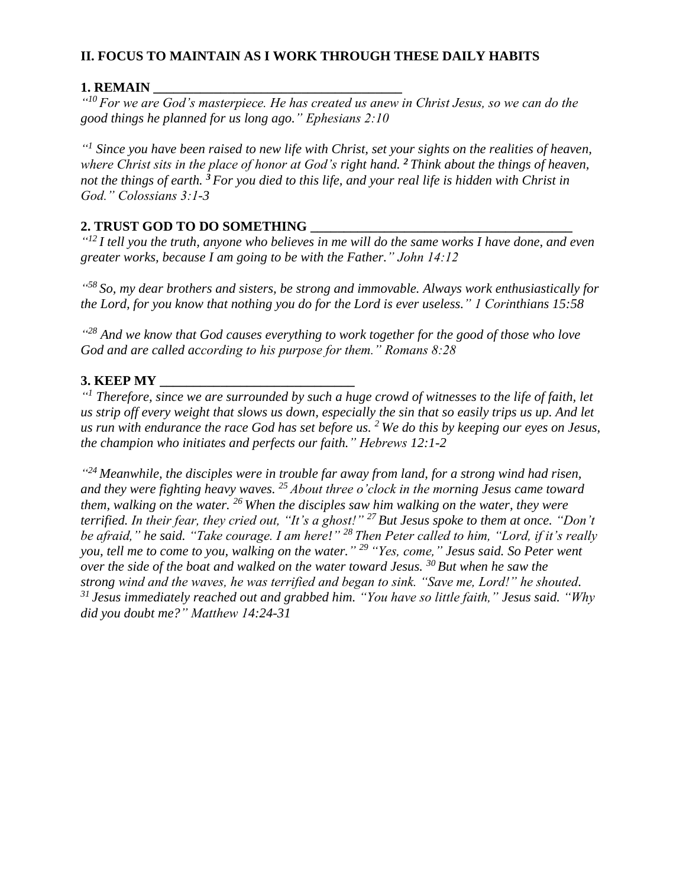## II. FOCUS TO MAINTAIN AS I WORK THROUGH THESE DAILY HABITS

**1. REMAIN \_\_\_\_\_\_\_\_\_\_\_\_\_\_\_\_\_\_\_\_\_\_\_\_\_\_\_\_\_\_\_\_\_\_\_\_\_\_\_**

*"[10] For we are God's masterpiece. He has created us anew in Christ Jesus, so we can do the good things he planned for us long ago." Ephesians 2:10*

*"[1] Since you have been raised to new life with Christ, set your sights on the realities of heaven, where Christ sits in the place of honor at God's right hand. [2] Think about the things of heaven, not the things of earth. [3] For you died to this life, and your real life is hidden with Christ in God." Colossians 3:1-3*

**2. TRUST GOD TO DO SOMETHING \_\_\_\_\_\_\_\_\_\_\_\_\_\_\_\_\_\_\_\_\_\_\_\_\_\_\_\_\_\_\_\_\_\_\_\_\_\_\_\_**

*"[12] I tell you the truth, anyone who believes in me will do the same works I have done, and even greater works, because I am going to be with the Father." John 14:12*

*"[58] So, my dear brothers and sisters, be strong and immovable. Always work enthusiastically for the Lord, for you know that nothing you do for the Lord is ever useless." 1 Corinthians 15:58*

*"[28] And we know that God causes everything to work together for the good of those who love God and are called according to his purpose for them." Romans 8:28*

**3. KEEP MY \_\_\_\_\_\_\_\_\_\_\_\_\_\_\_\_\_\_\_\_\_\_\_\_\_\_\_\_\_\_**

*"[1] Therefore, since we are surrounded by such a huge crowd of witnesses to the life of faith, let us strip off every weight that slows us down, especially the sin that so easily trips us up. And let us run with endurance the race God has set before us. [2] We do this by keeping our eyes on Jesus, the champion who initiates and perfects our faith." Hebrews 12:1-2*

*"[24] Meanwhile, the disciples were in trouble far away from land, for a strong wind had risen, and they were fighting heavy waves. [25] About three o'clock in the morning Jesus came toward them, walking on the water. [26] When the disciples saw him walking on the water, they were terrified. In their fear, they cried out, "It's a ghost!" [27] But Jesus spoke to them at once. "Don't be afraid," he said. "Take courage. I am here!" [28] Then Peter called to him, "Lord, if it's really you, tell me to come to you, walking on the water." [29] "Yes, come," Jesus said. So Peter went over the side of the boat and walked on the water toward Jesus. [30] But when he saw the strong wind and the waves, he was terrified and began to sink. "Save me, Lord!" he shouted. [31] Jesus immediately reached out and grabbed him. "You have so little faith," Jesus said. "Why did you doubt me?" Matthew 14:24-31*